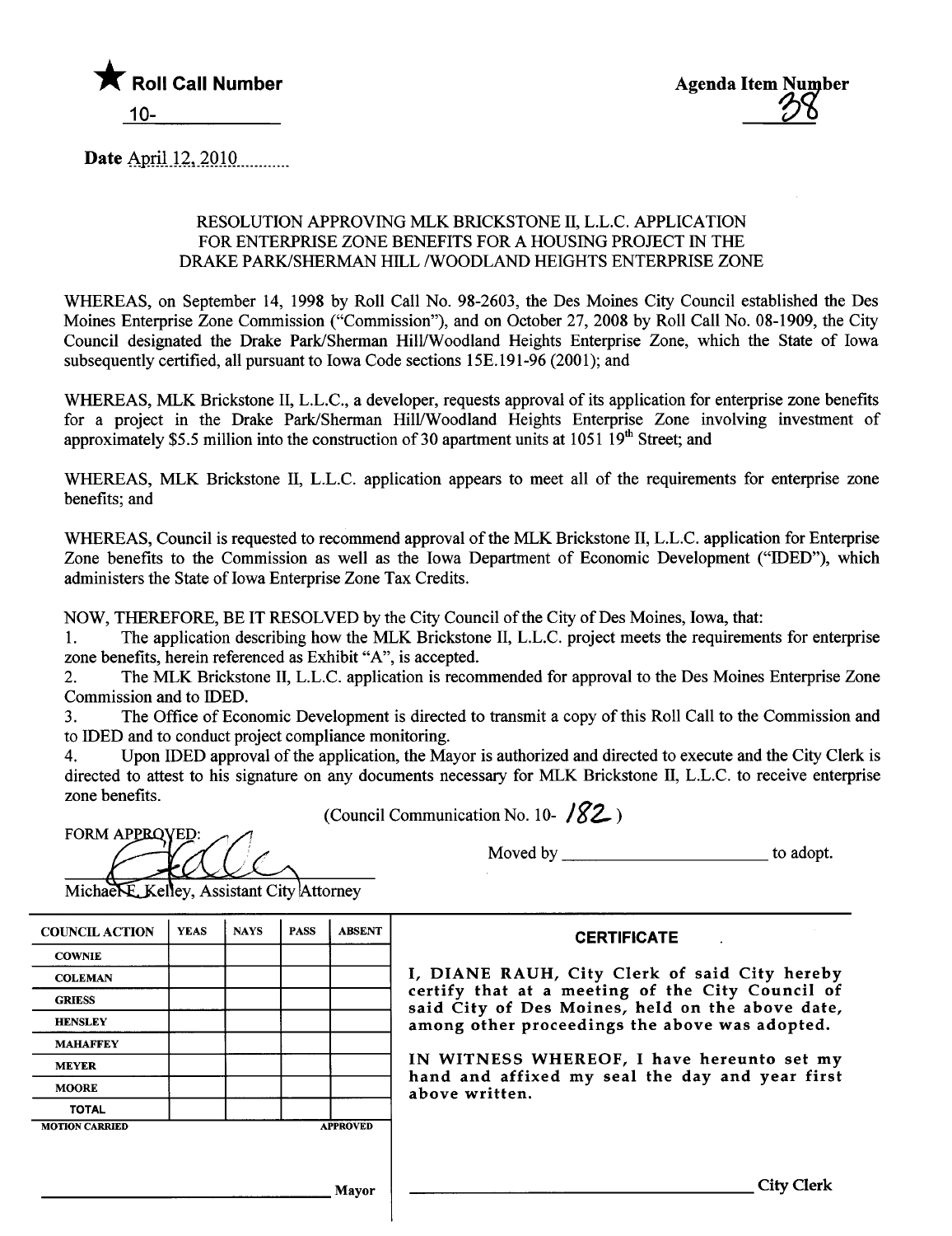★ **Roll Call Number**

10-

**Agenda Item Number**

38

**Date** April 12, 2010

RESOLUTION APPROVING MLK BRICKSTONE II, L.L.C. APPLICATION FOR ENTERPRISE ZONE BENEFITS FOR A HOUSING PROJECT IN THE DRAKE PARK/SHERMAN HILL /WOODLAND HEIGHTS ENTERPRISE ZONE

WHEREAS, on September 14, 1998 by Roll Call No. 98-2603, the Des Moines City Council established the Des Moines Enterprise Zone Commission ("Commission"), and on October 27, 2008 by Roll Call No. 08-1909, the City Council designated the Drake Park/Sherman Hill/Woodland Heights Enterprise Zone, which the State of Iowa subsequently certified, all pursuant to Iowa Code sections 15E.191-96 (2001); and

WHEREAS, MLK Brickstone II, L.L.C., a developer, requests approval of its application for enterprise zone benefits for a project in the Drake Park/Sherman Hill/Woodland Heights Enterprise Zone involving investment of approximately $5.5 million into the construction of 30 apartment units at 1051 19th Street; and

WHEREAS, MLK Brickstone II, L.L.C. application appears to meet all of the requirements for enterprise zone benefits; and

WHEREAS, Council is requested to recommend approval of the MLK Brickstone II, L.L.C. application for Enterprise Zone benefits to the Commission as well as the Iowa Department of Economic Development ("IDED"), which administers the State of Iowa Enterprise Zone Tax Credits.

NOW, THEREFORE, BE IT RESOLVED by the City Council of the City of Des Moines, Iowa, that:

1. The application describing how the MLK Brickstone II, L.L.C. project meets the requirements for enterprise zone benefits, herein referenced as Exhibit "A", is accepted.
2. The MLK Brickstone II, L.L.C. application is recommended for approval to the Des Moines Enterprise Zone Commission and to IDED.
3. The Office of Economic Development is directed to transmit a copy of this Roll Call to the Commission and to IDED and to conduct project compliance monitoring.
4. Upon IDED approval of the application, the Mayor is authorized and directed to execute and the City Clerk is directed to attest to his signature on any documents necessary for MLK Brickstone II, L.L.C. to receive enterprise zone benefits.

(Council Communication No. 10- 182 )

FORM APPROVED:

Michael F. Kelley, Assistant City Attorney

Moved by ______________________ to adopt.

| COUNCIL ACTION | YEAS | NAYS | PASS | ABSENT |
|---|---|---|---|---|
| COWNIE | | | | |
| COLEMAN | | | | |
| GRIESS | | | | |
| HENSLEY | | | | |
| MAHAFFEY | | | | |
| MEYER | | | | |
| MOORE | | | | |
| TOTAL | | | | |
| MOTION CARRIED | | | | APPROVED |

______________________ Mayor

**CERTIFICATE**

I, DIANE RAUH, City Clerk of said City hereby certify that at a meeting of the City Council of said City of Des Moines, held on the above date, among other proceedings the above was adopted.

IN WITNESS WHEREOF, I have hereunto set my hand and affixed my seal the day and year first above written.

______________________ City Clerk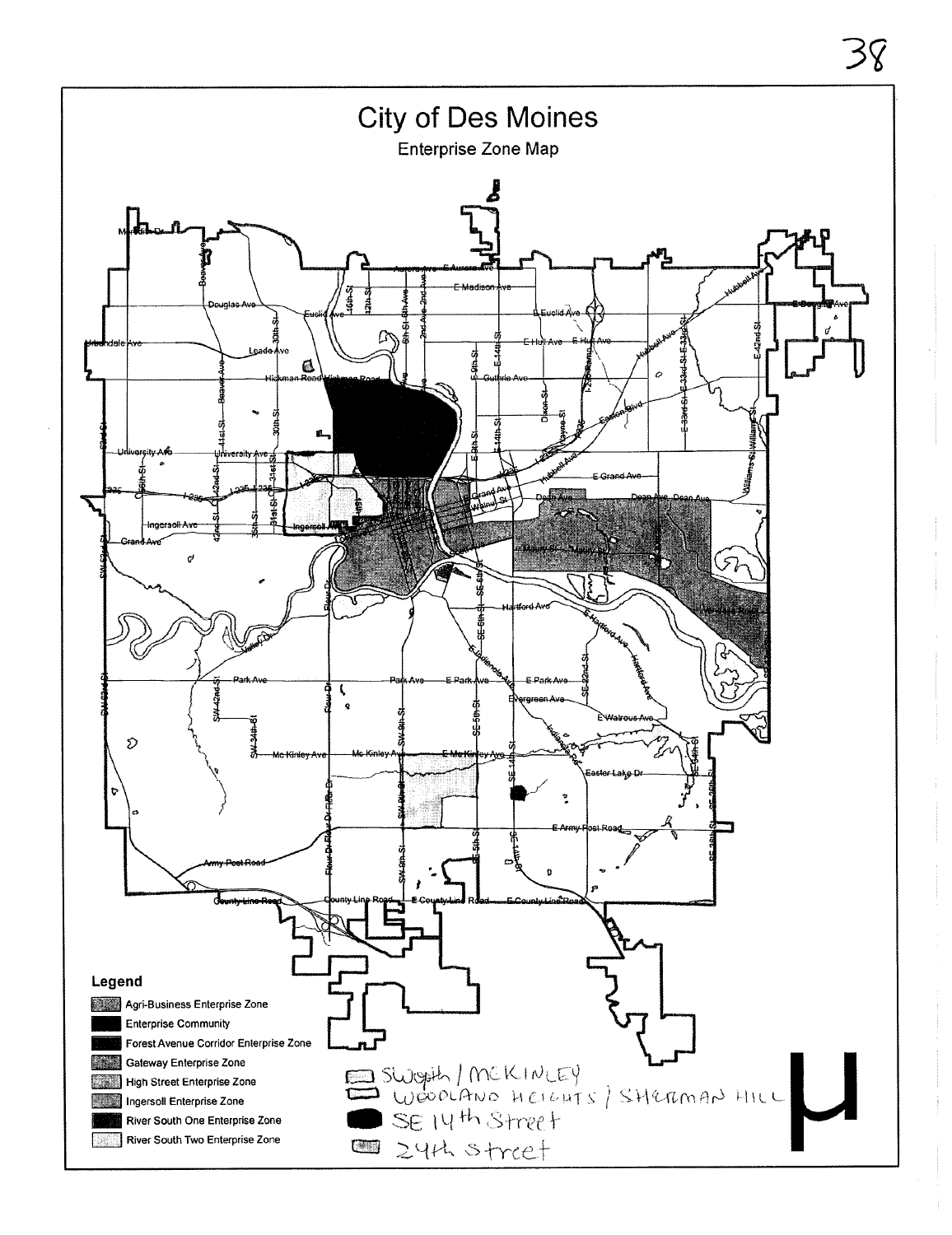# City of Des Moines

Enterprise Zone Map

**Legend**

- Agri-Business Enterprise Zone
- Enterprise Community
- Forest Avenue Corridor Enterprise Zone
- Gateway Enterprise Zone
- High Street Enterprise Zone
- Ingersoll Enterprise Zone
- River South One Enterprise Zone
- River South Two Enterprise Zone

- SW 9th / McKINLEY
- WOODLAND HEIGHTS / SHERMAN HILL
- SE 14th Street
- 24th Street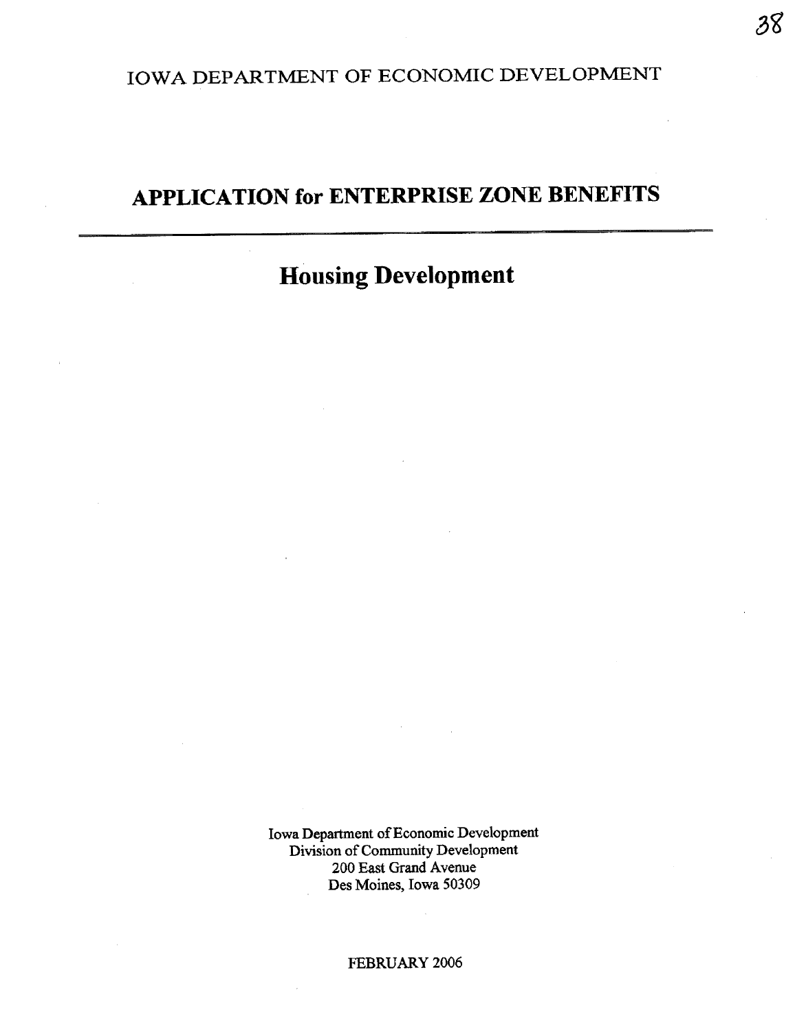IOWA DEPARTMENT OF ECONOMIC DEVELOPMENT

# APPLICATION for ENTERPRISE ZONE BENEFITS

---

## Housing Development

Iowa Department of Economic Development
Division of Community Development
200 East Grand Avenue
Des Moines, Iowa 50309

FEBRUARY 2006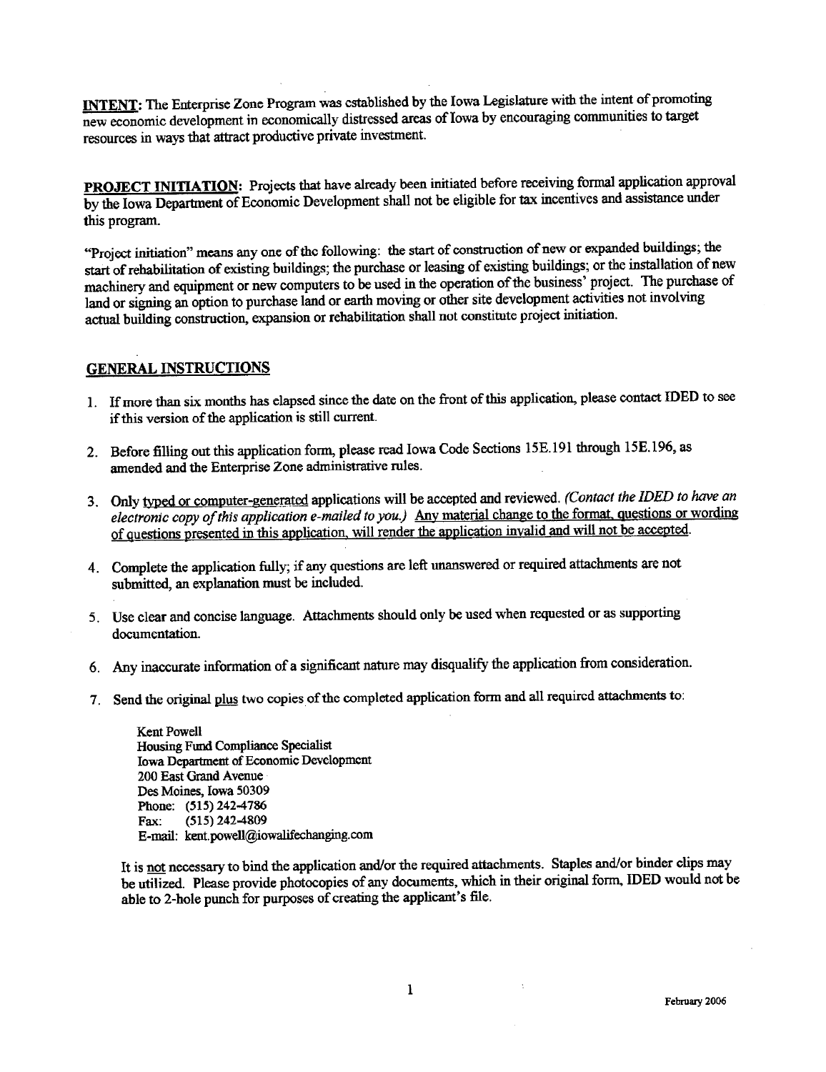**INTENT**: The Enterprise Zone Program was established by the Iowa Legislature with the intent of promoting new economic development in economically distressed areas of Iowa by encouraging communities to target resources in ways that attract productive private investment.

**PROJECT INITIATION**: Projects that have already been initiated before receiving formal application approval by the Iowa Department of Economic Development shall not be eligible for tax incentives and assistance under this program.

"Project initiation" means any one of the following: the start of construction of new or expanded buildings; the start of rehabilitation of existing buildings; the purchase or leasing of existing buildings; or the installation of new machinery and equipment or new computers to be used in the operation of the business' project. The purchase of land or signing an option to purchase land or earth moving or other site development activities not involving actual building construction, expansion or rehabilitation shall not constitute project initiation.

## GENERAL INSTRUCTIONS

1. If more than six months has elapsed since the date on the front of this application, please contact IDED to see if this version of the application is still current.
2. Before filling out this application form, please read Iowa Code Sections 15E.191 through 15E.196, as amended and the Enterprise Zone administrative rules.
3. Only typed or computer-generated applications will be accepted and reviewed. *(Contact the IDED to have an electronic copy of this application e-mailed to you.)* Any material change to the format, questions or wording of questions presented in this application, will render the application invalid and will not be accepted.
4. Complete the application fully; if any questions are left unanswered or required attachments are not submitted, an explanation must be included.
5. Use clear and concise language. Attachments should only be used when requested or as supporting documentation.
6. Any inaccurate information of a significant nature may disqualify the application from consideration.
7. Send the original plus two copies of the completed application form and all required attachments to:

   Kent Powell
   Housing Fund Compliance Specialist
   Iowa Department of Economic Development
   200 East Grand Avenue
   Des Moines, Iowa 50309
   Phone: (515) 242-4786
   Fax: (515) 242-4809
   E-mail: kent.powell@iowalifechanging.com

   It is not necessary to bind the application and/or the required attachments. Staples and/or binder clips may be utilized. Please provide photocopies of any documents, which in their original form, IDED would not be able to 2-hole punch for purposes of creating the applicant's file.

February 2006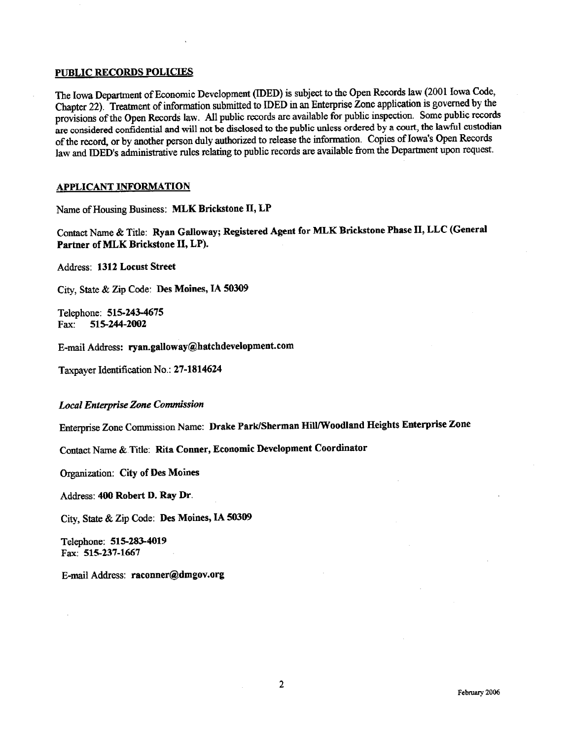## PUBLIC RECORDS POLICIES

The Iowa Department of Economic Development (IDED) is subject to the Open Records law (2001 Iowa Code, Chapter 22). Treatment of information submitted to IDED in an Enterprise Zone application is governed by the provisions of the Open Records law. All public records are available for public inspection. Some public records are considered confidential and will not be disclosed to the public unless ordered by a court, the lawful custodian of the record, or by another person duly authorized to release the information. Copies of Iowa's Open Records law and IDED's administrative rules relating to public records are available from the Department upon request.

## APPLICANT INFORMATION

Name of Housing Business: **MLK Brickstone II, LP**

Contact Name & Title: **Ryan Galloway; Registered Agent for MLK Brickstone Phase II, LLC (General Partner of MLK Brickstone II, LP).**

Address: **1312 Locust Street**

City, State & Zip Code: **Des Moines, IA 50309**

Telephone: **515-243-4675**
Fax: **515-244-2002**

E-mail Address: **ryan.galloway@hatchdevelopment.com**

Taxpayer Identification No.: **27-1814624**

### *Local Enterprise Zone Commission*

Enterprise Zone Commission Name: **Drake Park/Sherman Hill/Woodland Heights Enterprise Zone**

Contact Name & Title: **Rita Conner, Economic Development Coordinator**

Organization: **City of Des Moines**

Address: **400 Robert D. Ray Dr.**

City, State & Zip Code: **Des Moines, IA 50309**

Telephone: **515-283-4019**
Fax: **515-237-1667**

E-mail Address: **raconner@dmgov.org**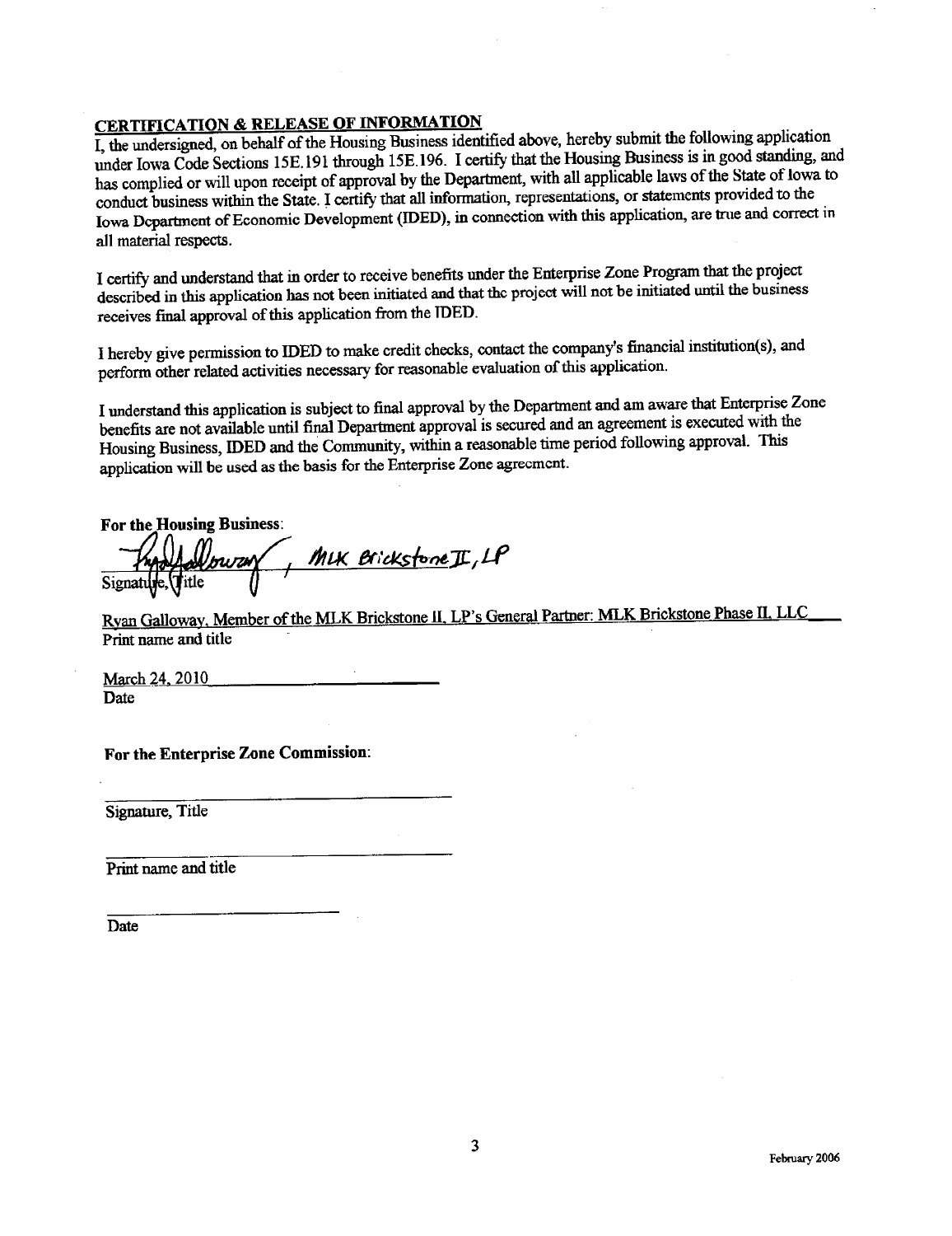## CERTIFICATION & RELEASE OF INFORMATION

I, the undersigned, on behalf of the Housing Business identified above, hereby submit the following application under Iowa Code Sections 15E.191 through 15E.196. I certify that the Housing Business is in good standing, and has complied or will upon receipt of approval by the Department, with all applicable laws of the State of Iowa to conduct business within the State. I certify that all information, representations, or statements provided to the Iowa Department of Economic Development (IDED), in connection with this application, are true and correct in all material respects.

I certify and understand that in order to receive benefits under the Enterprise Zone Program that the project described in this application has not been initiated and that the project will not be initiated until the business receives final approval of this application from the IDED.

I hereby give permission to IDED to make credit checks, contact the company's financial institution(s), and perform other related activities necessary for reasonable evaluation of this application.

I understand this application is subject to final approval by the Department and am aware that Enterprise Zone benefits are not available until final Department approval is secured and an agreement is executed with the Housing Business, IDED and the Community, within a reasonable time period following approval. This application will be used as the basis for the Enterprise Zone agreement.

**For the Housing Business:**

Ryan Galloway, MLK Brickstone II, LP
Signature, Title

Ryan Galloway, Member of the MLK Brickstone II, LP's General Partner: MLK Brickstone Phase II, LLC
Print name and title

March 24, 2010
Date

**For the Enterprise Zone Commission:**

\_\_\_\_\_\_\_\_\_\_\_\_\_\_\_\_\_\_\_\_\_\_\_\_\_\_\_\_\_\_
Signature, Title

\_\_\_\_\_\_\_\_\_\_\_\_\_\_\_\_\_\_\_\_\_\_\_\_\_\_\_\_\_\_
Print name and title

\_\_\_\_\_\_\_\_\_\_\_\_\_\_\_\_\_\_\_\_\_\_\_\_
Date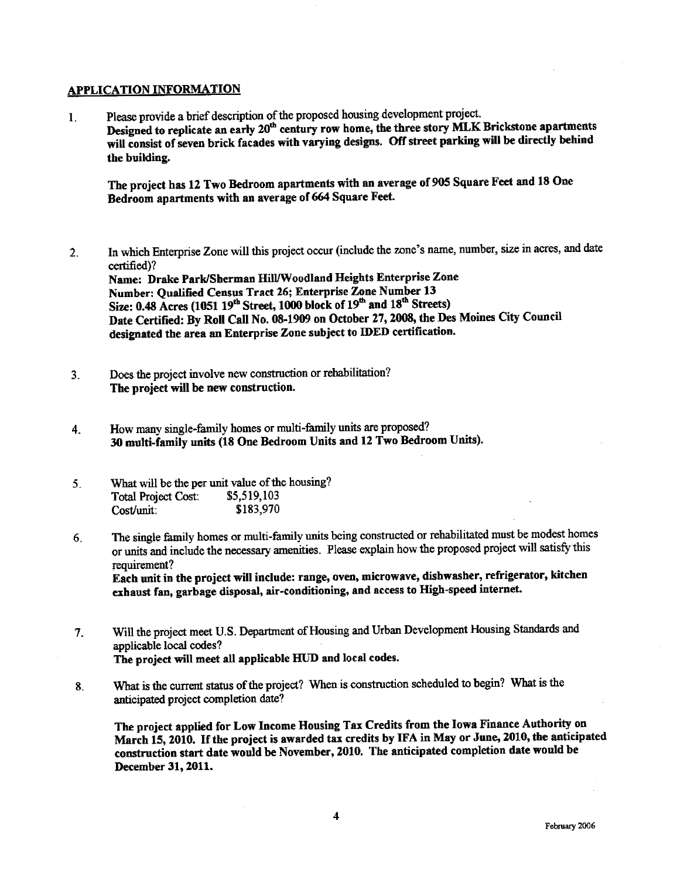## APPLICATION INFORMATION

1. Please provide a brief description of the proposed housing development project.
   **Designed to replicate an early 20th century row home, the three story MLK Brickstone apartments will consist of seven brick facades with varying designs. Off street parking will be directly behind the building.**

   **The project has 12 Two Bedroom apartments with an average of 905 Square Feet and 18 One Bedroom apartments with an average of 664 Square Feet.**

2. In which Enterprise Zone will this project occur (include the zone's name, number, size in acres, and date certified)?
   **Name: Drake Park/Sherman Hill/Woodland Heights Enterprise Zone**
   **Number: Qualified Census Tract 26; Enterprise Zone Number 13**
   **Size: 0.48 Acres (1051 19th Street, 1000 block of 19th and 18th Streets)**
   **Date Certified: By Roll Call No. 08-1909 on October 27, 2008, the Des Moines City Council designated the area an Enterprise Zone subject to IDED certification.**

3. Does the project involve new construction or rehabilitation?
   **The project will be new construction.**

4. How many single-family homes or multi-family units are proposed?
   **30 multi-family units (18 One Bedroom Units and 12 Two Bedroom Units).**

5. What will be the per unit value of the housing?
   Total Project Cost: $5,519,103
   Cost/unit: $183,970

6. The single family homes or multi-family units being constructed or rehabilitated must be modest homes or units and include the necessary amenities. Please explain how the proposed project will satisfy this requirement?
   **Each unit in the project will include: range, oven, microwave, dishwasher, refrigerator, kitchen exhaust fan, garbage disposal, air-conditioning, and access to High-speed internet.**

7. Will the project meet U.S. Department of Housing and Urban Development Housing Standards and applicable local codes?
   **The project will meet all applicable HUD and local codes.**

8. What is the current status of the project? When is construction scheduled to begin? What is the anticipated project completion date?

   **The project applied for Low Income Housing Tax Credits from the Iowa Finance Authority on March 15, 2010. If the project is awarded tax credits by IFA in May or June, 2010, the anticipated construction start date would be November, 2010. The anticipated completion date would be December 31, 2011.**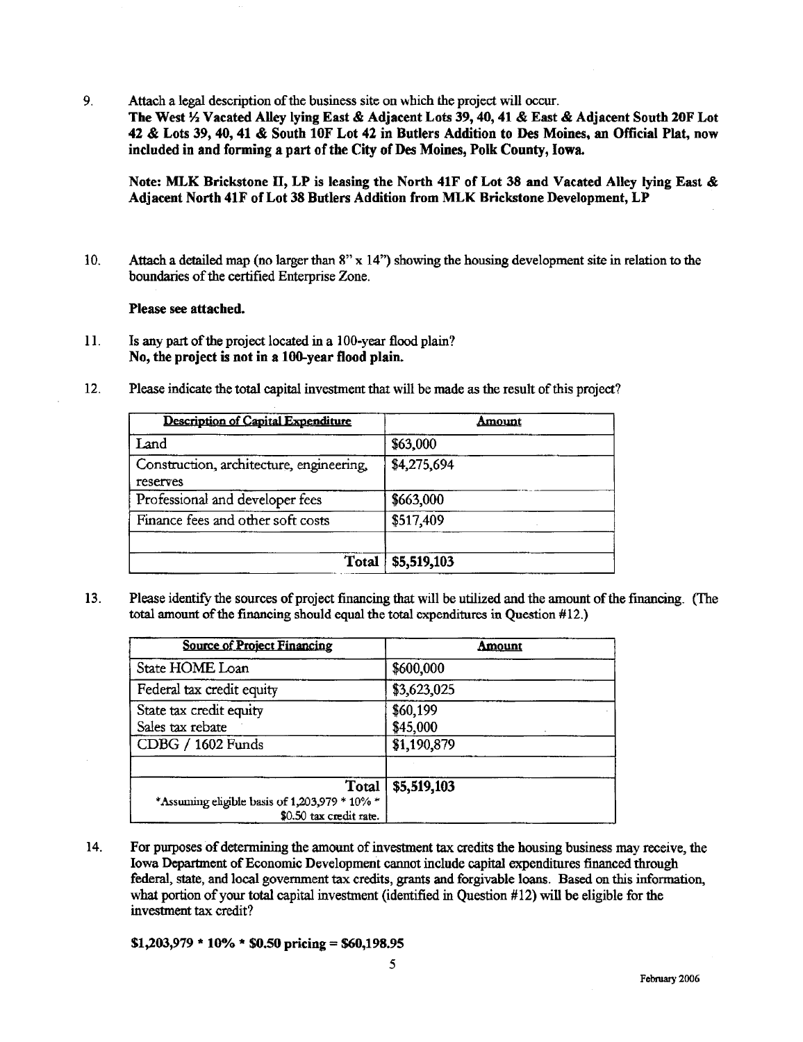9. Attach a legal description of the business site on which the project will occur.
   **The West ½ Vacated Alley lying East & Adjacent Lots 39, 40, 41 & East & Adjacent South 20F Lot 42 & Lots 39, 40, 41 & South 10F Lot 42 in Butlers Addition to Des Moines, an Official Plat, now included in and forming a part of the City of Des Moines, Polk County, Iowa.**

   **Note: MLK Brickstone II, LP is leasing the North 41F of Lot 38 and Vacated Alley lying East & Adjacent North 41F of Lot 38 Butlers Addition from MLK Brickstone Development, LP**

10. Attach a detailed map (no larger than 8" x 14") showing the housing development site in relation to the boundaries of the certified Enterprise Zone.

    **Please see attached.**

11. Is any part of the project located in a 100-year flood plain?
    **No, the project is not in a 100-year flood plain.**

12. Please indicate the total capital investment that will be made as the result of this project?

| Description of Capital Expenditure | Amount |
|---|---|
| Land | $63,000 |
| Construction, architecture, engineering, reserves | $4,275,694 |
| Professional and developer fees | $663,000 |
| Finance fees and other soft costs | $517,409 |
| | |
| Total | $5,519,103 |

13. Please identify the sources of project financing that will be utilized and the amount of the financing. (The total amount of the financing should equal the total expenditures in Question #12.)

| Source of Project Financing | Amount |
|---|---|
| State HOME Loan | $600,000 |
| Federal tax credit equity | $3,623,025 |
| State tax credit equity<br>Sales tax rebate | $60,199<br>$45,000 |
| CDBG / 1602 Funds | $1,190,879 |
| | |
| Total<br>*Assuming eligible basis of 1,203,979 * 10% * $0.50 tax credit rate. | $5,519,103 |

14. For purposes of determining the amount of investment tax credits the housing business may receive, the Iowa Department of Economic Development cannot include capital expenditures financed through federal, state, and local government tax credits, grants and forgivable loans. Based on this information, what portion of your total capital investment (identified in Question #12) will be eligible for the investment tax credit?

    **$1,203,979 * 10% * $0.50 pricing = $60,198.95**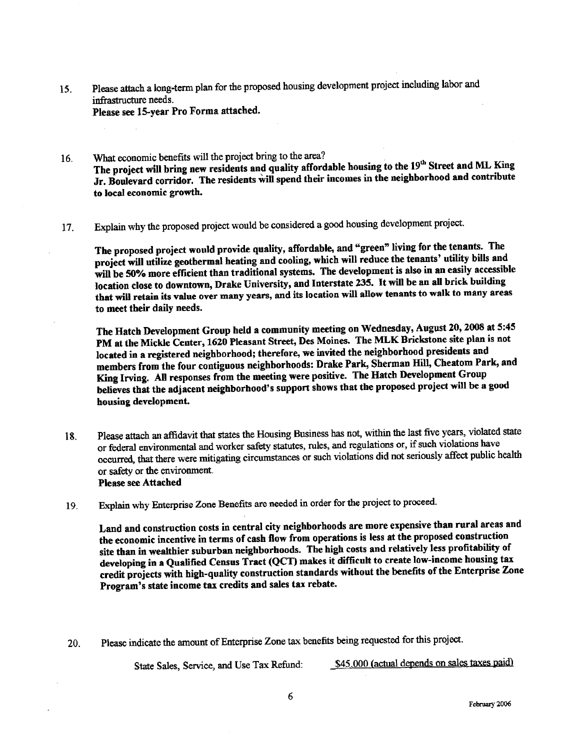15. Please attach a long-term plan for the proposed housing development project including labor and infrastructure needs.
**Please see 15-year Pro Forma attached.**

16. What economic benefits will the project bring to the area?
**The project will bring new residents and quality affordable housing to the 19th Street and ML King Jr. Boulevard corridor. The residents will spend their incomes in the neighborhood and contribute to local economic growth.**

17. Explain why the proposed project would be considered a good housing development project.

    **The proposed project would provide quality, affordable, and "green" living for the tenants. The project will utilize geothermal heating and cooling, which will reduce the tenants' utility bills and will be 50% more efficient than traditional systems. The development is also in an easily accessible location close to downtown, Drake University, and Interstate 235. It will be an all brick building that will retain its value over many years, and its location will allow tenants to walk to many areas to meet their daily needs.**

    **The Hatch Development Group held a community meeting on Wednesday, August 20, 2008 at 5:45 PM at the Mickle Center, 1620 Pleasant Street, Des Moines. The MLK Brickstone site plan is not located in a registered neighborhood; therefore, we invited the neighborhood presidents and members from the four contiguous neighborhoods: Drake Park, Sherman Hill, Cheatom Park, and King Irving. All responses from the meeting were positive. The Hatch Development Group believes that the adjacent neighborhood's support shows that the proposed project will be a good housing development.**

18. Please attach an affidavit that states the Housing Business has not, within the last five years, violated state or federal environmental and worker safety statutes, rules, and regulations or, if such violations have occurred, that there were mitigating circumstances or such violations did not seriously affect public health or safety or the environment.
**Please see Attached**

19. Explain why Enterprise Zone Benefits are needed in order for the project to proceed.

    **Land and construction costs in central city neighborhoods are more expensive than rural areas and the economic incentive in terms of cash flow from operations is less at the proposed construction site than in wealthier suburban neighborhoods. The high costs and relatively less profitability of developing in a Qualified Census Tract (QCT) makes it difficult to create low-income housing tax credit projects with high-quality construction standards without the benefits of the Enterprise Zone Program's state income tax credits and sales tax rebate.**

20. Please indicate the amount of Enterprise Zone tax benefits being requested for this project.

    State Sales, Service, and Use Tax Refund: \$45,000 (actual depends on sales taxes paid)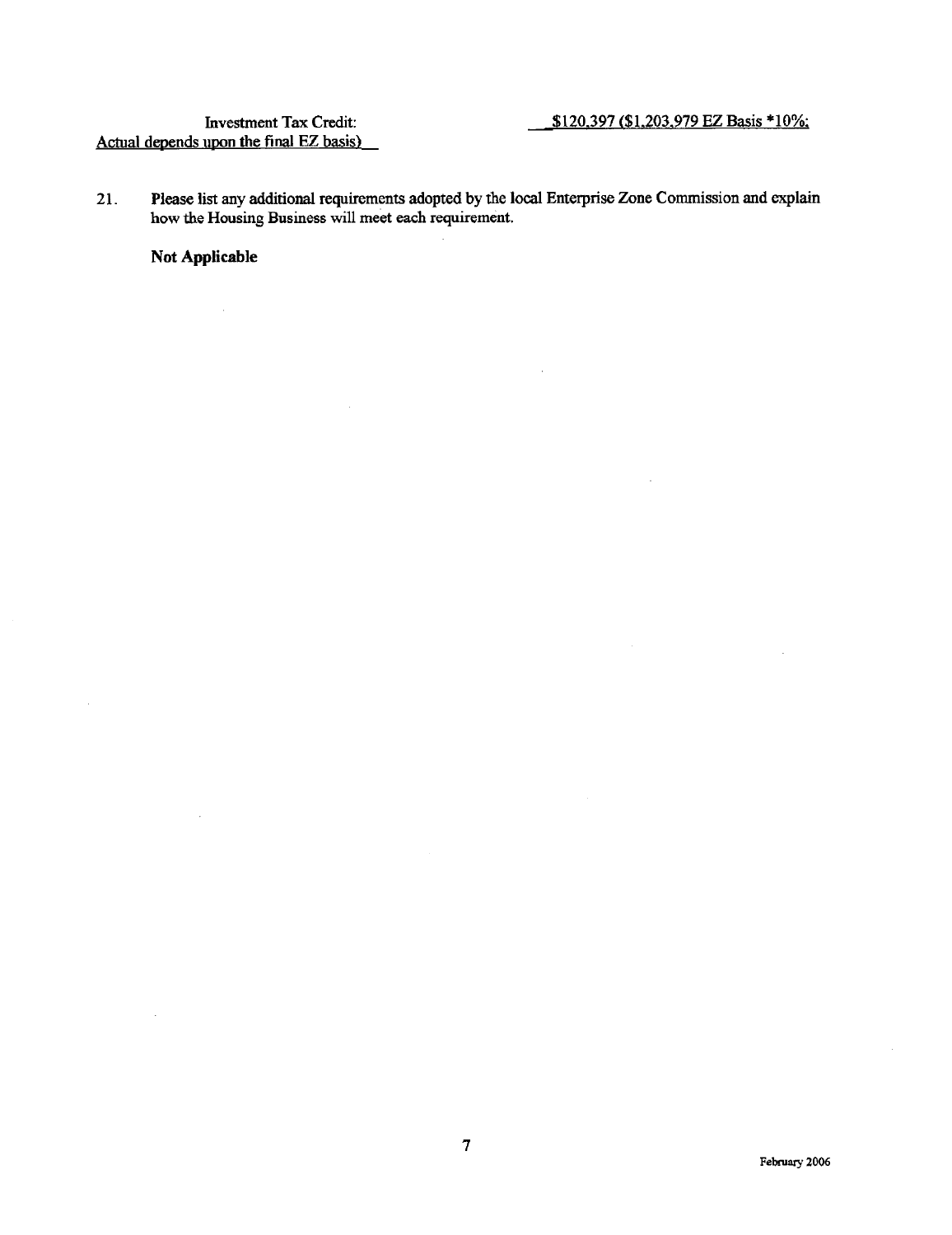Investment Tax Credit: $120,397 ($1,203,979 EZ Basis *10%;
Actual depends upon the final EZ basis)

21. **Please list any additional requirements adopted by the local Enterprise Zone Commission and explain how the Housing Business will meet each requirement.**

**Not Applicable**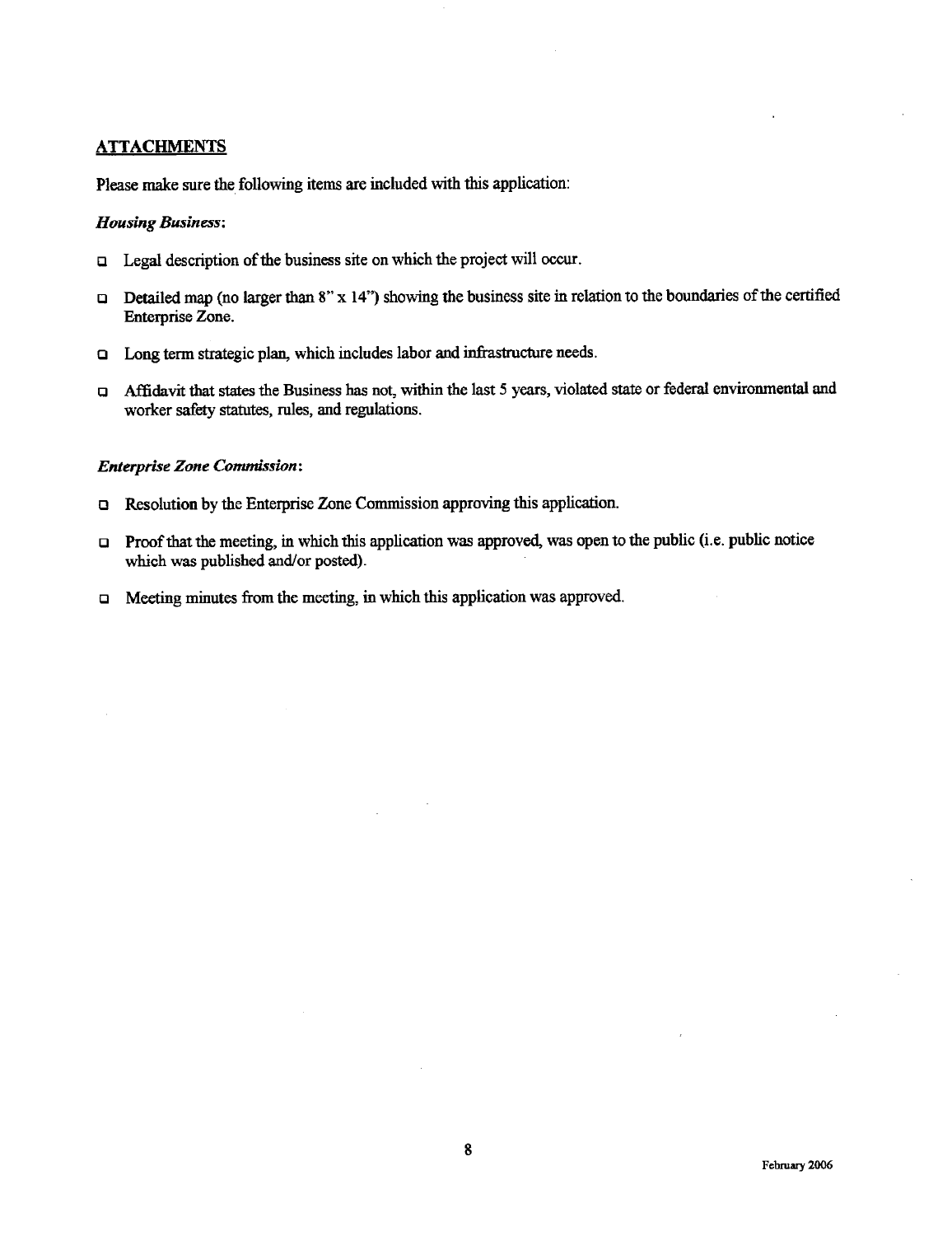## ATTACHMENTS

Please make sure the following items are included with this application:

***Housing Business:***

- ☐ Legal description of the business site on which the project will occur.
- ☐ Detailed map (no larger than 8" x 14") showing the business site in relation to the boundaries of the certified Enterprise Zone.
- ☐ Long term strategic plan, which includes labor and infrastructure needs.
- ☐ Affidavit that states the Business has not, within the last 5 years, violated state or federal environmental and worker safety statutes, rules, and regulations.

***Enterprise Zone Commission:***

- ☐ Resolution by the Enterprise Zone Commission approving this application.
- ☐ Proof that the meeting, in which this application was approved, was open to the public (i.e. public notice which was published and/or posted).
- ☐ Meeting minutes from the meeting, in which this application was approved.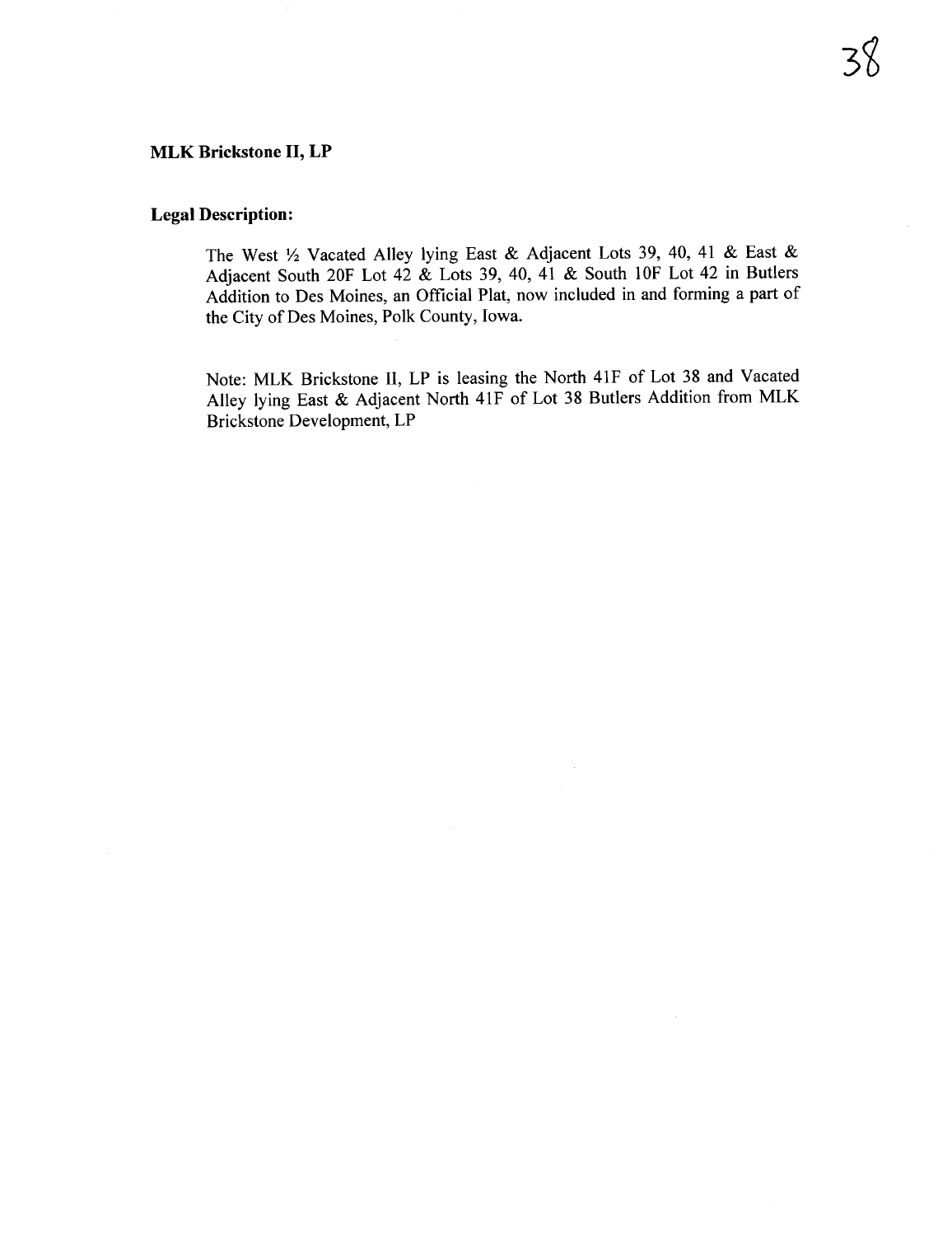**MLK Brickstone II, LP**

**Legal Description:**

The West ½ Vacated Alley lying East & Adjacent Lots 39, 40, 41 & East & Adjacent South 20F Lot 42 & Lots 39, 40, 41 & South 10F Lot 42 in Butlers Addition to Des Moines, an Official Plat, now included in and forming a part of the City of Des Moines, Polk County, Iowa.

Note: MLK Brickstone II, LP is leasing the North 41F of Lot 38 and Vacated Alley lying East & Adjacent North 41F of Lot 38 Butlers Addition from MLK Brickstone Development, LP